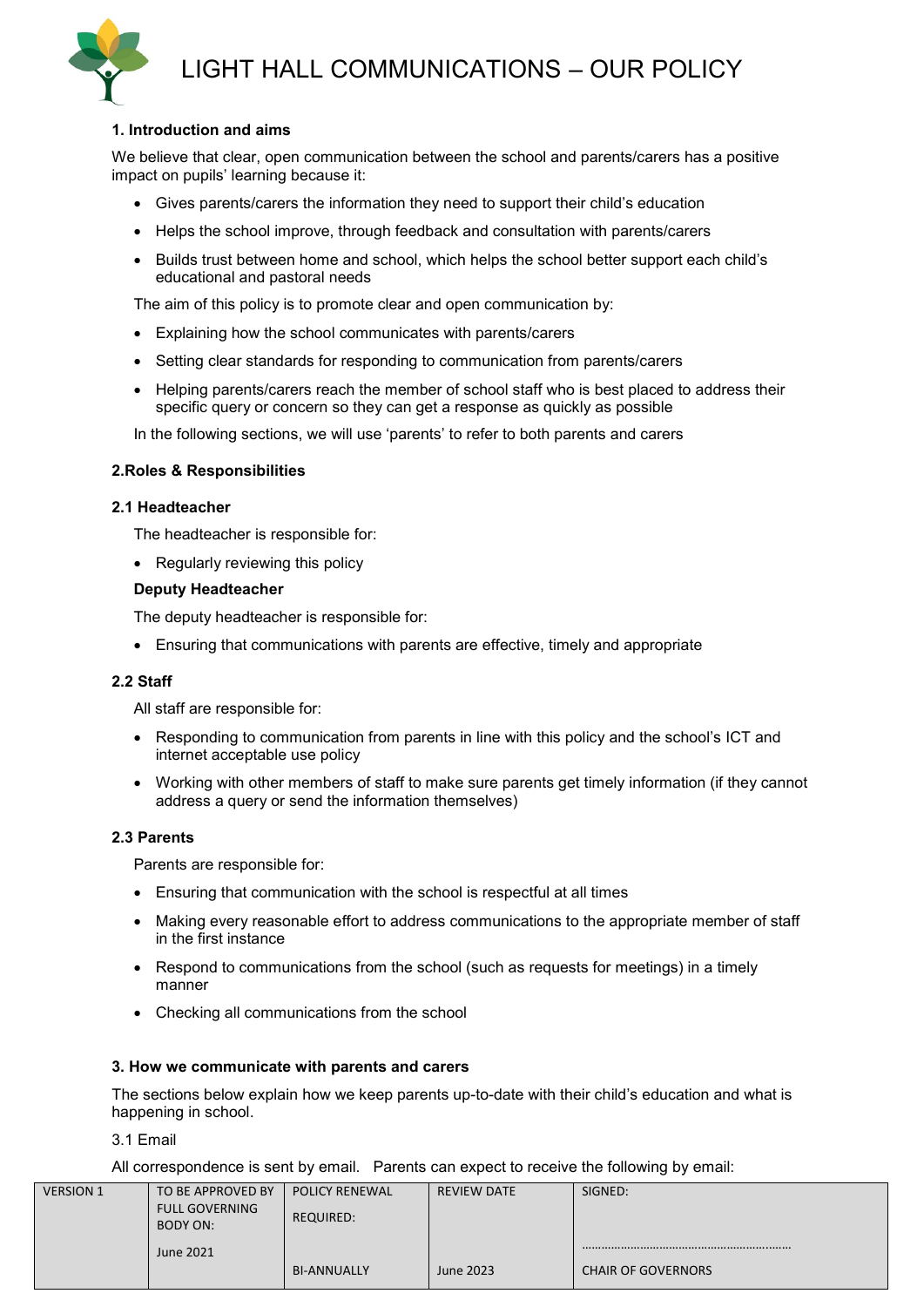# LIGHT HALL COMMUNICATIONS – OUR POLICY

### 1. Introduction and aims

We believe that clear, open communication between the school and parents/carers has a positive impact on pupils' learning because it:

- Gives parents/carers the information they need to support their child's education
- Helps the school improve, through feedback and consultation with parents/carers
- Builds trust between home and school, which helps the school better support each child's educational and pastoral needs

The aim of this policy is to promote clear and open communication by:

- Explaining how the school communicates with parents/carers
- Setting clear standards for responding to communication from parents/carers
- Helping parents/carers reach the member of school staff who is best placed to address their specific query or concern so they can get a response as quickly as possible

In the following sections, we will use 'parents' to refer to both parents and carers

### 2.Roles & Responsibilities

#### 2.1 Headteacher

The headteacher is responsible for:

- Regularly reviewing this policy

**Deputy Headteacher**

The deputy headteacher is responsible for:

- Ensuring that communications with parents are effective, timely and appropriate

#### 2.2 Staff

All staff are responsible for:

- Responding to communication from parents in line with this policy and the school's ICT and internet acceptable use policy
- Working with other members of staff to make sure parents get timely information (if they cannot address a query or send the information themselves)

#### 2.3 Parents

Parents are responsible for:

- Ensuring that communication with the school is respectful at all times
- Making every reasonable effort to address communications to the appropriate member of staff in the first instance
- Respond to communications from the school (such as requests for meetings) in a timely manner
- Checking all communications from the school

### 3. How we communicate with parents and carers

The sections below explain how we keep parents up-to-date with their child's education and what is happening in school.

3.1 Email

All correspondence is sent by email. Parents can expect to receive the following by email:

| VERSION 1 | TO BE APPROVED BY FULL GOVERNING BODY ON: June 2021 | POLICY RENEWAL REQUIRED: BI-ANNUALLY | REVIEW DATE June 2023 | SIGNED: ……………………………………………………… CHAIR OF GOVERNORS |
|---|---|---|---|---|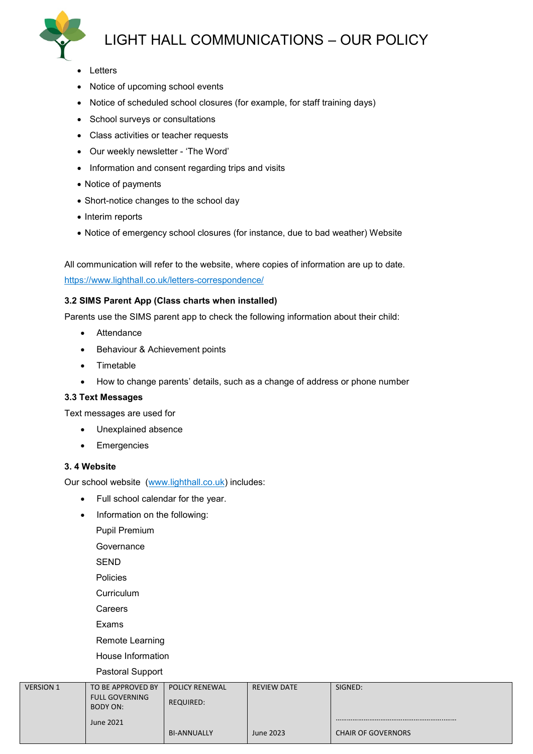- Letters
- Notice of upcoming school events
- Notice of scheduled school closures (for example, for staff training days)
- School surveys or consultations
- Class activities or teacher requests
- Our weekly newsletter - 'The Word'
- Information and consent regarding trips and visits
- Notice of payments
- Short-notice changes to the school day
- Interim reports
- Notice of emergency school closures (for instance, due to bad weather) Website

All communication will refer to the website, where copies of information are up to date. [https://www.lighthall.co.uk/letters-correspondence/](https://www.lighthall.co.uk/letters-correspondence/)

**3.2 SIMS Parent App (Class charts when installed)**

Parents use the SIMS parent app to check the following information about their child:

- Attendance
- Behaviour & Achievement points
- Timetable
- How to change parents' details, such as a change of address or phone number

**3.3 Text Messages**

Text messages are used for

- Unexplained absence
- Emergencies

**3. 4 Website**

Our school website ([www.lighthall.co.uk](www.lighthall.co.uk)) includes:

- Full school calendar for the year.
- Information on the following:

  Pupil Premium
  
  Governance
  
  SEND
  
  Policies
  
  Curriculum
  
  Careers
  
  Exams
  
  Remote Learning
  
  House Information
  
  Pastoral Support

| VERSION 1 | TO BE APPROVED BY FULL GOVERNING BODY ON: June 2021 | POLICY RENEWAL REQUIRED: BI-ANNUALLY | REVIEW DATE June 2023 | SIGNED: ………………………………………………………… CHAIR OF GOVERNORS |
|---|---|---|---|---|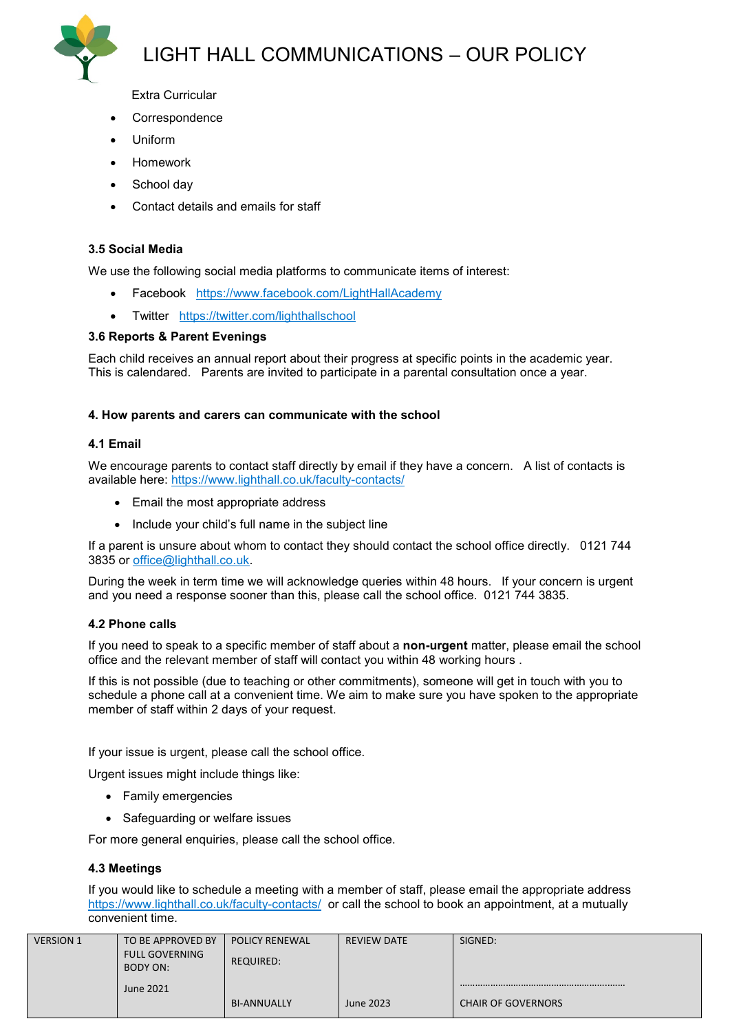Extra Curricular

- Correspondence
- Uniform
- Homework
- School day
- Contact details and emails for staff

### 3.5 Social Media

We use the following social media platforms to communicate items of interest:

- Facebook https://www.facebook.com/LightHallAcademy
- Twitter https://twitter.com/lighthallschool

### 3.6 Reports & Parent Evenings

Each child receives an annual report about their progress at specific points in the academic year. This is calendared. Parents are invited to participate in a parental consultation once a year.

## 4. How parents and carers can communicate with the school

### 4.1 Email

We encourage parents to contact staff directly by email if they have a concern. A list of contacts is available here: https://www.lighthall.co.uk/faculty-contacts/

- Email the most appropriate address
- Include your child's full name in the subject line

If a parent is unsure about whom to contact they should contact the school office directly. 0121 744 3835 or office@lighthall.co.uk.

During the week in term time we will acknowledge queries within 48 hours. If your concern is urgent and you need a response sooner than this, please call the school office. 0121 744 3835.

### 4.2 Phone calls

If you need to speak to a specific member of staff about a **non-urgent** matter, please email the school office and the relevant member of staff will contact you within 48 working hours .

If this is not possible (due to teaching or other commitments), someone will get in touch with you to schedule a phone call at a convenient time. We aim to make sure you have spoken to the appropriate member of staff within 2 days of your request.

If your issue is urgent, please call the school office.

Urgent issues might include things like:

- Family emergencies
- Safeguarding or welfare issues

For more general enquiries, please call the school office.

### 4.3 Meetings

If you would like to schedule a meeting with a member of staff, please email the appropriate address https://www.lighthall.co.uk/faculty-contacts/ or call the school to book an appointment, at a mutually convenient time.

| VERSION 1 | TO BE APPROVED BY FULL GOVERNING BODY ON: June 2021 | POLICY RENEWAL REQUIRED: BI-ANNUALLY | REVIEW DATE June 2023 | SIGNED: ……………………………………………………… CHAIR OF GOVERNORS |
|---|---|---|---|---|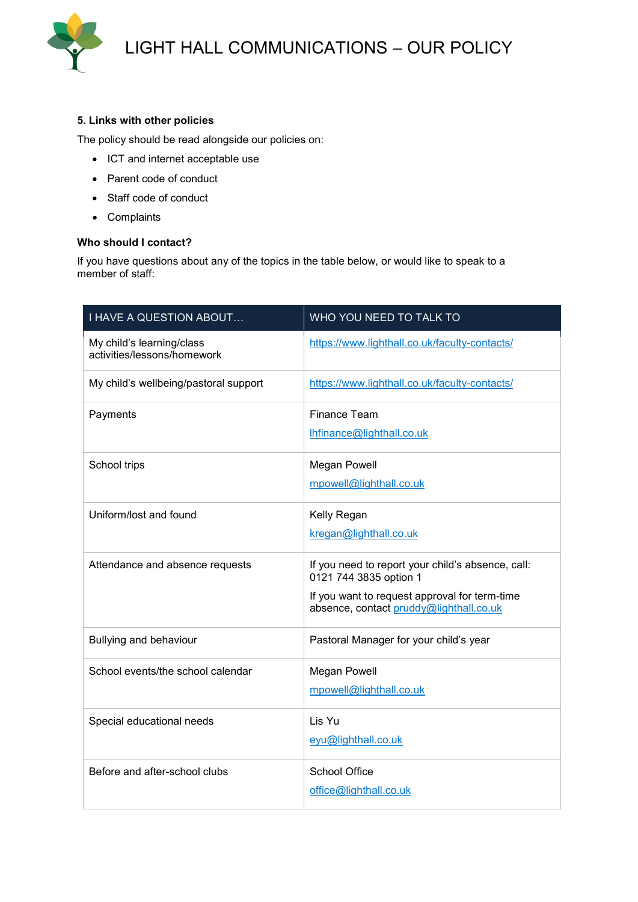### 5. Links with other policies

The policy should be read alongside our policies on:

- ICT and internet acceptable use
- Parent code of conduct
- Staff code of conduct
- Complaints

### Who should I contact?

If you have questions about any of the topics in the table below, or would like to speak to a member of staff:

| I HAVE A QUESTION ABOUT… | WHO YOU NEED TO TALK TO |
|---|---|
| My child's learning/class activities/lessons/homework | https://www.lighthall.co.uk/faculty-contacts/ |
| My child's wellbeing/pastoral support | https://www.lighthall.co.uk/faculty-contacts/ |
| Payments | Finance Team<br>lhfinance@lighthall.co.uk |
| School trips | Megan Powell<br>mpowell@lighthall.co.uk |
| Uniform/lost and found | Kelly Regan<br>kregan@lighthall.co.uk |
| Attendance and absence requests | If you need to report your child's absence, call: 0121 744 3835 option 1<br>If you want to request approval for term-time absence, contact pruddy@lighthall.co.uk |
| Bullying and behaviour | Pastoral Manager for your child's year |
| School events/the school calendar | Megan Powell<br>mpowell@lighthall.co.uk |
| Special educational needs | Lis Yu<br>eyu@lighthall.co.uk |
| Before and after-school clubs | School Office<br>office@lighthall.co.uk |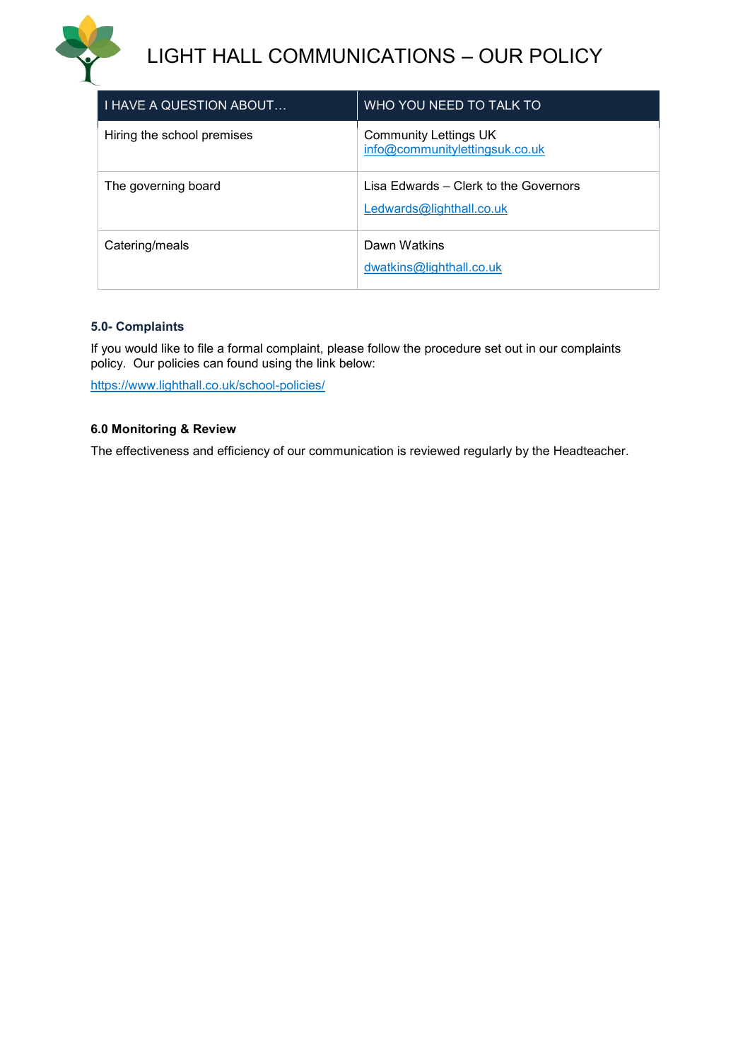| I HAVE A QUESTION ABOUT… | WHO YOU NEED TO TALK TO |
|---|---|
| Hiring the school premises | Community Lettings UK<br>info@communitylettingsuk.co.uk |
| The governing board | Lisa Edwards – Clerk to the Governors<br>Ledwards@lighthall.co.uk |
| Catering/meals | Dawn Watkins<br>dwatkins@lighthall.co.uk |

### 5.0- Complaints

If you would like to file a formal complaint, please follow the procedure set out in our complaints policy. Our policies can found using the link below:

https://www.lighthall.co.uk/school-policies/

### 6.0 Monitoring & Review

The effectiveness and efficiency of our communication is reviewed regularly by the Headteacher.